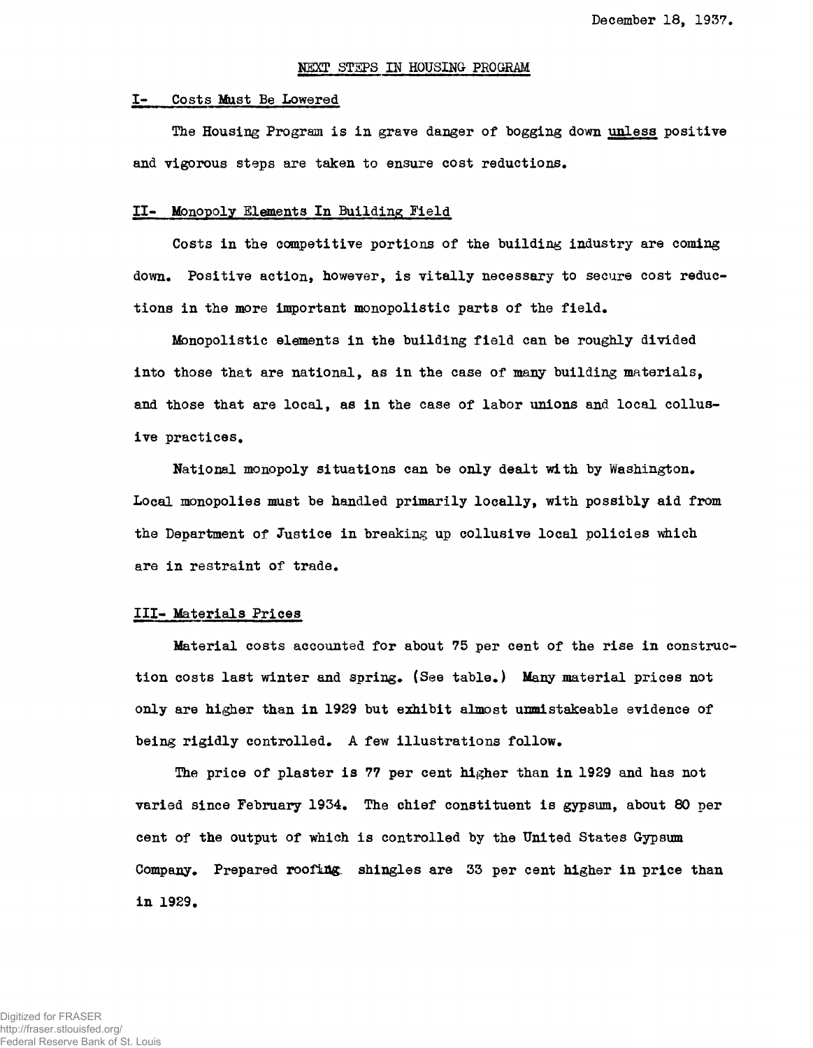December 18, 1937.

## NEXT STEPS IN HOUSING PROGRAM

### I- Costs Must Be Lowered

The Housing Program is in grave danger of bogging down unless positive and vigorous steps are taken to ensure cost reductions.

### II- Monopoly Elements In Building Field

Costs in the competitive portions of the building industry are coming down. Positive action, however, is vitally necessary to secure cost reductions in the more important monopolistic parts of the field.

Monopolistic elements in the building field can be roughly divided into those that are national, as in the case of many building materials, and those that are local, as in the case of labor unions and local collusive practices.

National monopoly situations can be only dealt with by Washington. Local monopolies must be handled primarily locally, with possibly aid from the Department of Justice in breaking up collusive local policies which are in restraint of trade.

### III- Materials Prices

Material costs accounted for about 75 per cent of the rise in construction costs last winter and spring. (See table.) Many material prices not only are higher than in 1929 but exhibit almost unmistakeable evidence of being rigidly controlled. A few illustrations follow.

The price of plaster is 77 per cent higher than in 1929 and has not varied since February 1934. The chief constituent is gypsum, about 80 per cent of the output of which is controlled by the United States Gypsum Company. Prepared roofing shingles are 33 per cent higher in price than in 1929.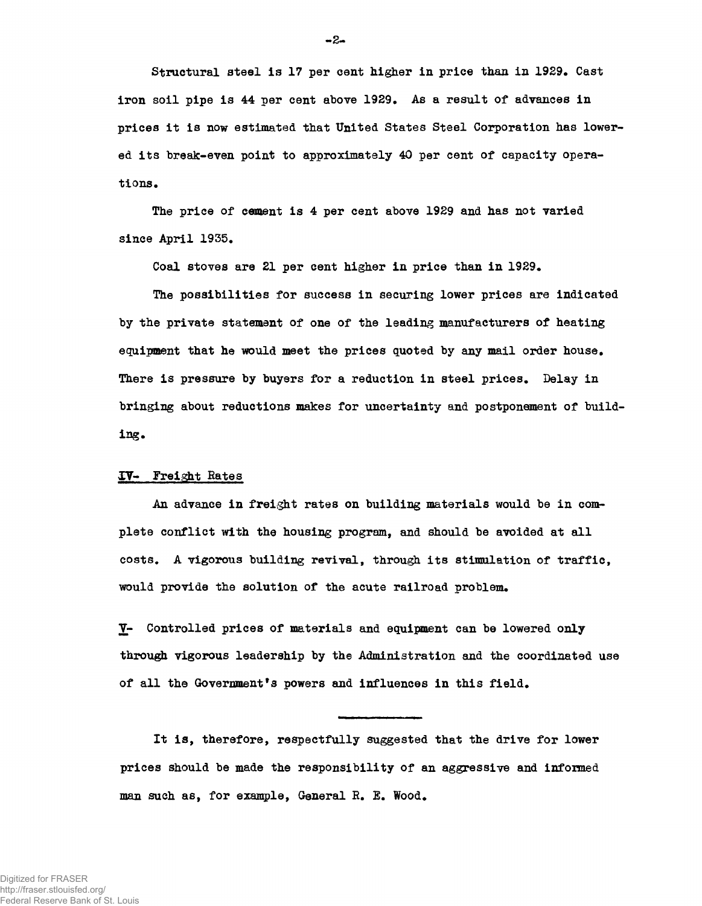Structural steel is 17 per cent higher in price than in 1929. Cast iron soil pipe is 44 per cent above 1929. As a result of advances in prices it is now estimated that United States Steel Corporation has lowered its break-even point to approximately 40 per cent of capacity operations.

The price of cement is 4 per cent above 1929 and has not varied since April 1935.

Coal stoves are 21 per cent higher in price than in 1929.

The possibilities for success in securing lower prices are indicated by the private statement of one of the leading manufacturers of heating equipment that he would meet the prices quoted by any mail order house. There is pressure by buyers for a reduction in steel prices. Delay in bringing about reductions makes for uncertainty and postponement of building.

<u>IV- Freight Rates</u>

An advance in freight rates on building materials would be in complete conflict with the housing program, and should be avoided at all costs. A vigorous building revival, through its stimulation of traffic, would provide the solution of the acute railroad problem.

<u>V</u>- Controlled prices of materials and equipment can be lowered only through vigorous leadership by the Administration and the coordinated use of all the Government's powers and influences in this field.

---

It is, therefore, respectfully suggested that the drive for lower prices should be made the responsibility of an aggressive and informed man such as, for example, General R. E. Wood.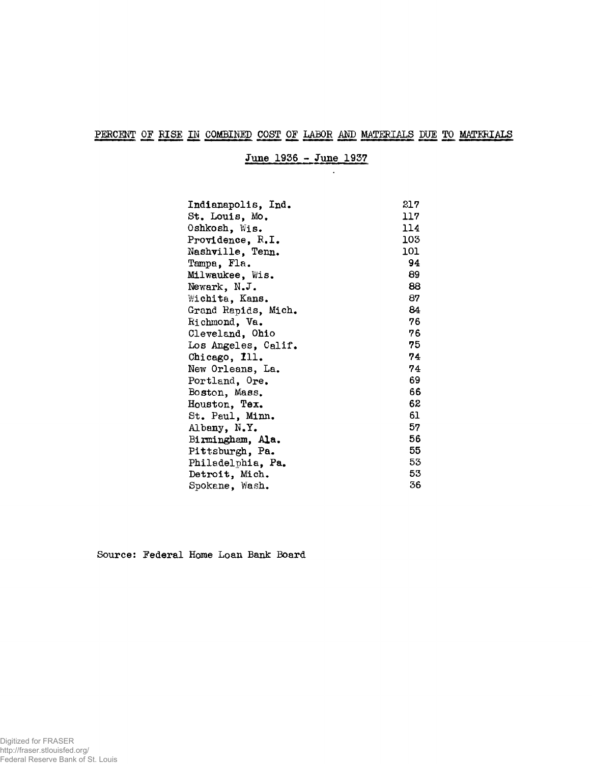## PERCENT OF RISE IN COMBINED COST OF LABOR AND MATERIALS DUE TO MATERIALS

### June 1936 - June 1937

| | |
|---|---|
| Indianapolis, Ind. | 217 |
| St. Louis, Mo. | 117 |
| Oshkosh, Wis. | 114 |
| Providence, R.I. | 103 |
| Nashville, Tenn. | 101 |
| Tampa, Fla. | 94 |
| Milwaukee, Wis. | 89 |
| Newark, N.J. | 88 |
| Wichita, Kans. | 87 |
| Grand Rapids, Mich. | 84 |
| Richmond, Va. | 76 |
| Cleveland, Ohio | 76 |
| Los Angeles, Calif. | 75 |
| Chicago, Ill. | 74 |
| New Orleans, La. | 74 |
| Portland, Ore. | 69 |
| Boston, Mass. | 66 |
| Houston, Tex. | 62 |
| St. Paul, Minn. | 61 |
| Albany, N.Y. | 57 |
| Birmingham, Ala. | 56 |
| Pittsburgh, Pa. | 55 |
| Philadelphia, Pa. | 53 |
| Detroit, Mich. | 53 |
| Spokane, Wash. | 36 |

Source: Federal Home Loan Bank Board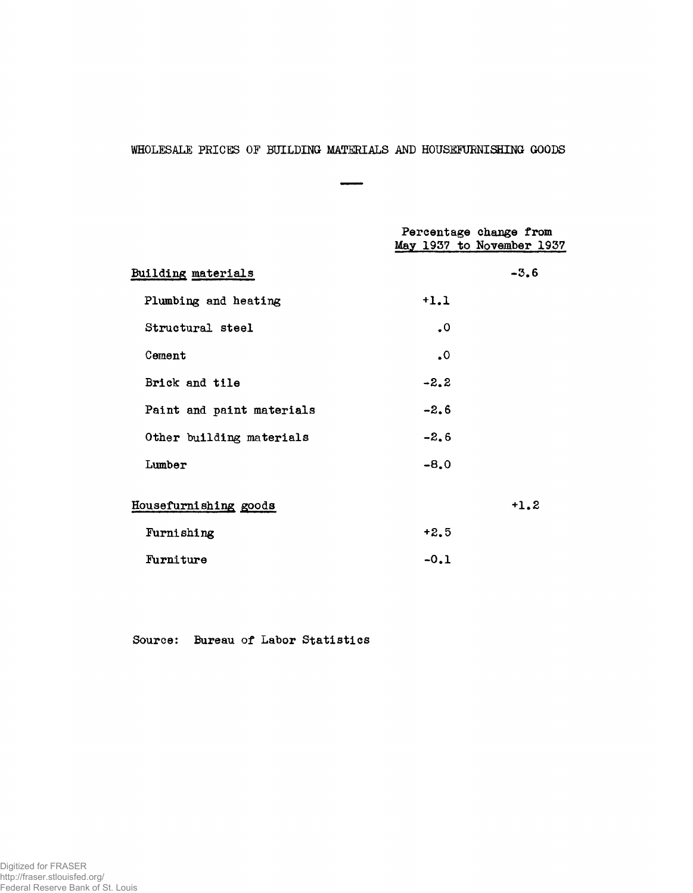# WHOLESALE PRICES OF BUILDING MATERIALS AND HOUSEFURNISHING GOODS

| | Percentage change from May 1937 to November 1937 | |
|---|---|---|
| **Building materials** | | -3.6 |
| Plumbing and heating | +1.1 | |
| Structural steel | .0 | |
| Cement | .0 | |
| Brick and tile | -2.2 | |
| Paint and paint materials | -2.6 | |
| Other building materials | -2.6 | |
| Lumber | -8.0 | |
| **Housefurnishing goods** | | +1.2 |
| Furnishing | +2.5 | |
| Furniture | -0.1 | |

Source: Bureau of Labor Statistics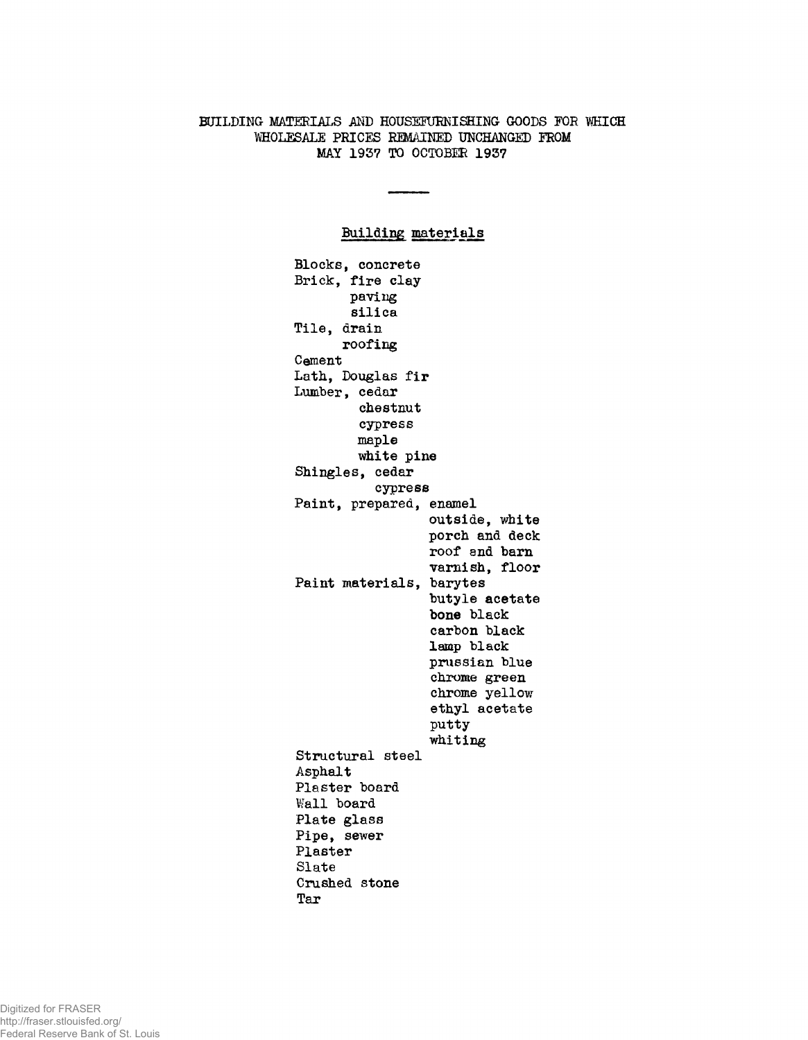# BUILDING MATERIALS AND HOUSEFURNISHING GOODS FOR WHICH WHOLESALE PRICES REMAINED UNCHANGED FROM MAY 1937 TO OCTOBER 1937

## Building materials

- Blocks, concrete
- Brick, fire clay
  - paving
  - silica
- Tile, drain
  - roofing
- Cement
- Lath, Douglas fir
- Lumber, cedar
  - chestnut
  - cypress
  - maple
  - white pine
- Shingles, cedar
  - cypress
- Paint, prepared, enamel
  - outside, white
  - porch and deck
  - roof and barn
  - varnish, floor
- Paint materials, barytes
  - butyle acetate
  - bone black
  - carbon black
  - lamp black
  - prussian blue
  - chrome green
  - chrome yellow
  - ethyl acetate
  - putty
  - whiting
- Structural steel
- Asphalt
- Plaster board
- Wall board
- Plate glass
- Pipe, sewer
- Plaster
- Slate
- Crushed stone
- Tar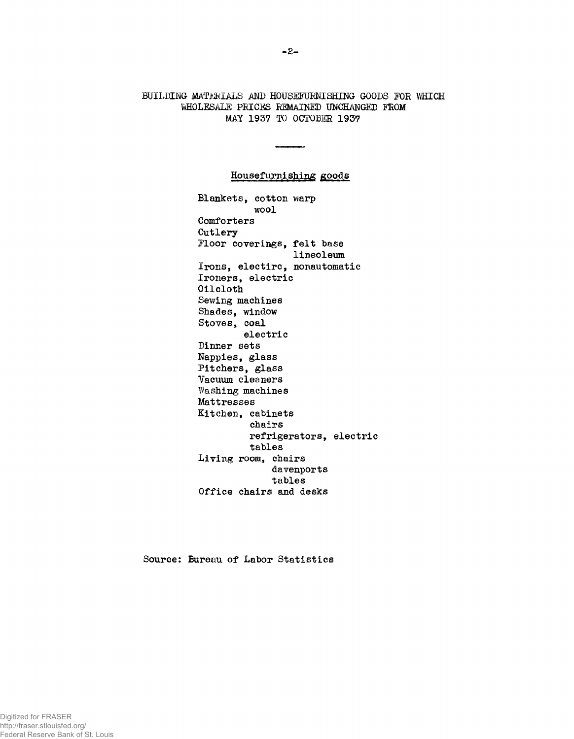BUILDING MATERIALS AND HOUSEFURNISHING GOODS FOR WHICH WHOLESALE PRICES REMAINED UNCHANGED FROM MAY 1937 TO OCTOBER 1937

---

## Housefurnishing goods

Blankets, cotton warp
  wool
Comforters
Cutlery
Floor coverings, felt base
  lineoleum
Irons, electirc, nonautomatic
Ironers, electric
Oilcloth
Sewing machines
Shades, window
Stoves, coal
  electric
Dinner sets
Nappies, glass
Pitchers, glass
Vacuum cleaners
Washing machines
Mattresses
Kitchen, cabinets
  chairs
  refrigerators, electric
  tables
Living room, chairs
  davenports
  tables
Office chairs and desks

Source: Bureau of Labor Statistics